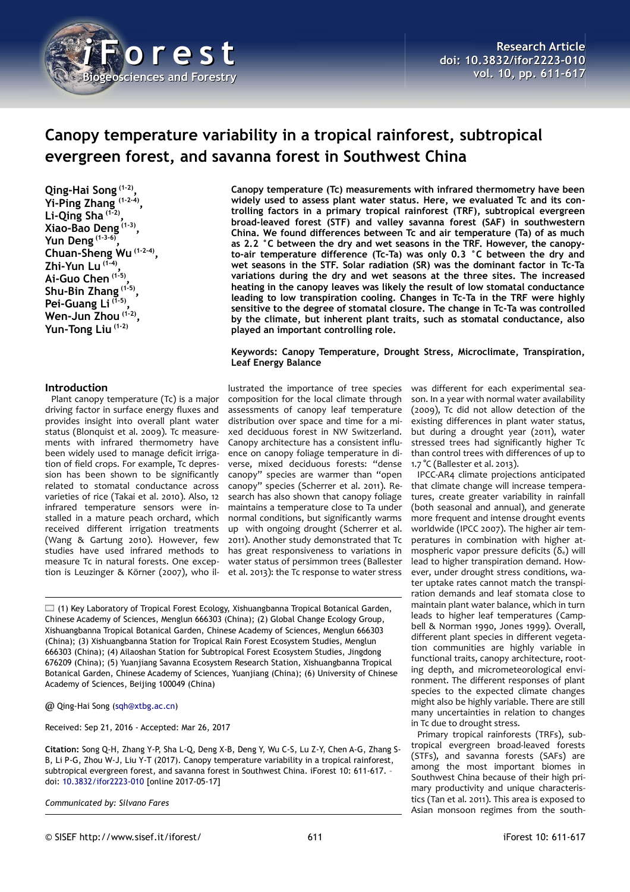# Canopy temperature variability in a tropical rainforest, subtropical evergreen forest, and savanna forest in Southwest China

**Qing-Hai Song [1-2], Yi-Ping Zhang [1-2-4], Li-Qing Sha [1-2], Xiao-Bao Deng [1-3], Yun Deng [1-3-6], Chuan-Sheng Wu [1-2-4], Zhi-Yun Lu [1-4], Ai-Guo Chen [1-5], Shu-Bin Zhang [1-5], Pei-Guang Li [1-5], Wen-Jun Zhou [1-2], Yun-Tong Liu [1-2]**

**Canopy temperature (Tc) measurements with infrared thermometry have been widely used to assess plant water status. Here, we evaluated Tc and its controlling factors in a primary tropical rainforest (TRF), subtropical evergreen broad-leaved forest (STF) and valley savanna forest (SAF) in southwestern China. We found differences between Tc and air temperature (Ta) of as much as 2.2 °C between the dry and wet seasons in the TRF. However, the canopy-to-air temperature difference (Tc-Ta) was only 0.3 °C between the dry and wet seasons in the STF. Solar radiation (SR) was the dominant factor in Tc-Ta variations during the dry and wet seasons at the three sites. The increased heating in the canopy leaves was likely the result of low stomatal conductance leading to low transpiration cooling. Changes in Tc-Ta in the TRF were highly sensitive to the degree of stomatal closure. The change in Tc-Ta was controlled by the climate, but inherent plant traits, such as stomatal conductance, also played an important controlling role.**

**Keywords: Canopy Temperature, Drought Stress, Microclimate, Transpiration, Leaf Energy Balance**

## Introduction

Plant canopy temperature (Tc) is a major driving factor in surface energy fluxes and provides insight into overall plant water status (Blonquist et al. 2009). Tc measurements with infrared thermometry have been widely used to manage deficit irrigation of field crops. For example, Tc depression has been shown to be significantly related to stomatal conductance across varieties of rice (Takai et al. 2010). Also, 12 infrared temperature sensors were installed in a mature peach orchard, which received different irrigation treatments (Wang & Gartung 2010). However, few studies have used infrared methods to measure Tc in natural forests. One exception is Leuzinger & Körner (2007), who illustrated the importance of tree species composition for the local climate through assessments of canopy leaf temperature distribution over space and time for a mixed deciduous forest in NW Switzerland. Canopy architecture has a consistent influence on canopy foliage temperature in diverse, mixed deciduous forests: "dense canopy" species are warmer than "open canopy" species (Scherrer et al. 2011). Research has also shown that canopy foliage maintains a temperature close to Ta under normal conditions, but significantly warms up with ongoing drought (Scherrer et al. 2011). Another study demonstrated that Tc has great responsiveness to variations in water status of persimmon trees (Ballester et al. 2013): the Tc response to water stress was different for each experimental season. In a year with normal water availability (2009), Tc did not allow detection of the existing differences in plant water status, but during a drought year (2011), water stressed trees had significantly higher Tc than control trees with differences of up to 1.7 °C (Ballester et al. 2013).

IPCC-AR4 climate projections anticipated that climate change will increase temperatures, create greater variability in rainfall (both seasonal and annual), and generate more frequent and intense drought events worldwide (IPCC 2007). The higher air temperatures in combination with higher atmospheric vapor pressure deficits ($\delta_e$) will lead to higher transpiration demand. However, under drought stress conditions, water uptake rates cannot match the transpiration demands and leaf stomata close to maintain plant water balance, which in turn leads to higher leaf temperatures (Campbell & Norman 1990, Jones 1999). Overall, different plant species in different vegetation communities are highly variable in functional traits, canopy architecture, rooting depth, and micrometeorological environment. The different responses of plant species to the expected climate changes might also be highly variable. There are still many uncertainties in relation to changes in Tc due to drought stress.

Primary tropical rainforests (TRFs), subtropical evergreen broad-leaved forests (STFs), and savanna forests (SAFs) are among the most important biomes in Southwest China because of their high primary productivity and unique characteristics (Tan et al. 2011). This area is exposed to Asian monsoon regimes from the south-

---

(1) Key Laboratory of Tropical Forest Ecology, Xishuangbanna Tropical Botanical Garden, Chinese Academy of Sciences, Menglun 666303 (China); (2) Global Change Ecology Group, Xishuangbanna Tropical Botanical Garden, Chinese Academy of Sciences, Menglun 666303 (China); (3) Xishuangbanna Station for Tropical Rain Forest Ecosystem Studies, Menglun 666303 (China); (4) Ailaoshan Station for Subtropical Forest Ecosystem Studies, Jingdong 676209 (China); (5) Yuanjiang Savanna Ecosystem Research Station, Xishuangbanna Tropical Botanical Garden, Chinese Academy of Sciences, Yuanjiang (China); (6) University of Chinese Academy of Sciences, Beijing 100049 (China)

@ Qing-Hai Song (sqh@xtbg.ac.cn)

Received: Sep 21, 2016 - Accepted: Mar 26, 2017

**Citation:** Song Q-H, Zhang Y-P, Sha L-Q, Deng X-B, Deng Y, Wu C-S, Lu Z-Y, Chen A-G, Zhang S-B, Li P-G, Zhou W-J, Liu Y-T (2017). Canopy temperature variability in a tropical rainforest, subtropical evergreen forest, and savanna forest in Southwest China. iForest 10: 611-617. – doi: 10.3832/ifor2223-010 [online 2017-05-17]

*Communicated by: Silvano Fares*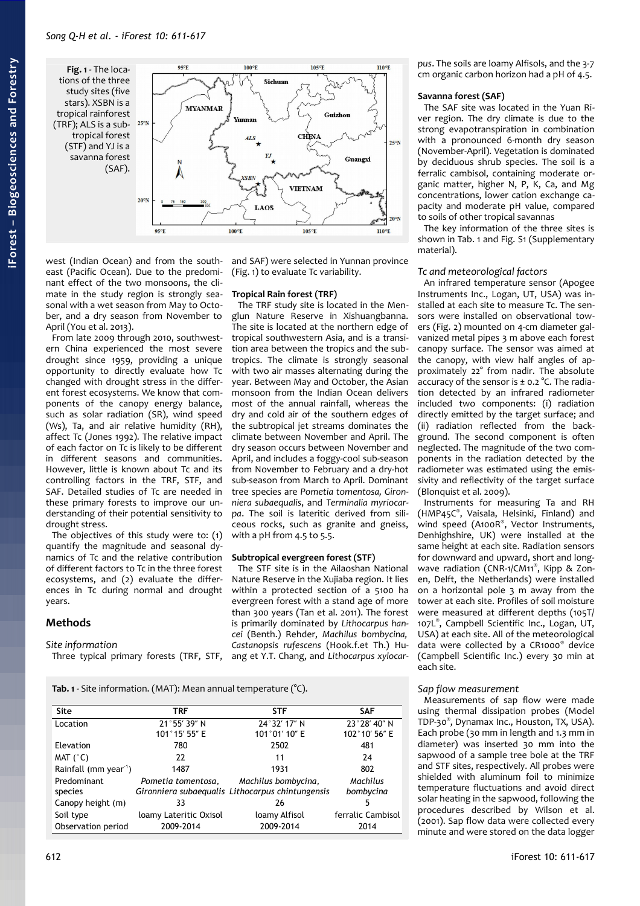Fig. 1 - The locations of the three study sites (five stars). XSBN is a tropical rainforest (TRF); ALS is a subtropical forest (STF) and YJ is a savanna forest (SAF).

west (Indian Ocean) and from the southeast (Pacific Ocean). Due to the predominant effect of the two monsoons, the climate in the study region is strongly seasonal with a wet season from May to October, and a dry season from November to April (You et al. 2013).

From late 2009 through 2010, southwestern China experienced the most severe drought since 1959, providing a unique opportunity to directly evaluate how Tc changed with drought stress in the different forest ecosystems. We know that components of the canopy energy balance, such as solar radiation (SR), wind speed (Ws), Ta, and air relative humidity (RH), affect Tc (Jones 1992). The relative impact of each factor on Tc is likely to be different in different seasons and communities. However, little is known about Tc and its controlling factors in the TRF, STF, and SAF. Detailed studies of Tc are needed in these primary forests to improve our understanding of their potential sensitivity to drought stress.

The objectives of this study were to: (1) quantify the magnitude and seasonal dynamics of Tc and the relative contribution of different factors to Tc in the three forest ecosystems, and (2) evaluate the differences in Tc during normal and drought years.

## Methods

### Site information

Three typical primary forests (TRF, STF, and SAF) were selected in Yunnan province (Fig. 1) to evaluate Tc variability.

#### Tropical Rain forest (TRF)

The TRF study site is located in the Menglun Nature Reserve in Xishuangbanna. The site is located at the northern edge of tropical southwestern Asia, and is a transition area between the tropics and the subtropics. The climate is strongly seasonal with two air masses alternating during the year. Between May and October, the Asian monsoon from the Indian Ocean delivers most of the annual rainfall, whereas the dry and cold air of the southern edges of the subtropical jet streams dominates the climate between November and April. The dry season occurs between November and April, and includes a foggy-cool sub-season from November to February and a dry-hot sub-season from March to April. Dominant tree species are *Pometia tomentosa, Gironniera subaequalis*, and *Terminalia myriocarpa*. The soil is lateritic derived from siliceous rocks, such as granite and gneiss, with a pH from 4.5 to 5.5.

#### Subtropical evergreen forest (STF)

The STF site is in the Ailaoshan National Nature Reserve in the Xujiaba region. It lies within a protected section of a 5100 ha evergreen forest with a stand age of more than 300 years (Tan et al. 2011). The forest is primarily dominated by *Lithocarpus hancei* (Benth.) Rehder, *Machilus bombycina, Castanopsis rufescens* (Hook.f.et Th.) Huang et Y.T. Chang, and *Lithocarpus xylocarpus*. The soils are loamy Alfisols, and the 3-7 cm organic carbon horizon had a pH of 4.5.

#### Savanna forest (SAF)

The SAF site was located in the Yuan River region. The dry climate is due to the strong evapotranspiration in combination with a pronounced 6-month dry season (November-April). Vegetation is dominated by deciduous shrub species. The soil is a ferralic cambisol, containing moderate organic matter, higher N, P, K, Ca, and Mg concentrations, lower cation exchange capacity and moderate pH value, compared to soils of other tropical savannas

The key information of the three sites is shown in Tab. 1 and Fig. S1 (Supplementary material).

Tab. 1 - Site information. (MAT): Mean annual temperature (°C).

| Site | TRF | STF | SAF |
|---|---|---|---|
| Location | 21°55′ 39″ N<br>101°15′ 55″ E | 24°32′ 17″ N<br>101°01′ 10″ E | 23°28′ 40″ N<br>102°10′ 56″ E |
| Elevation | 780 | 2502 | 481 |
| MAT (°C) | 22 | 11 | 24 |
| Rainfall (mm year$^{-1}$) | 1487 | 1931 | 802 |
| Predominant species | *Pometia tomentosa, Gironniera subaequalis* | *Machilus bombycina, Lithocarpus chintungensis* | *Machilus bombycina* |
| Canopy height (m) | 33 | 26 | 5 |
| Soil type | loamy Lateritic Oxisol | loamy Alfisol | ferralic Cambisol |
| Observation period | 2009-2014 | 2009-2014 | 2014 |

### Tc and meteorological factors

An infrared temperature sensor (Apogee Instruments Inc., Logan, UT, USA) was installed at each site to measure Tc. The sensors were installed on observational towers (Fig. 2) mounted on 4-cm diameter galvanized metal pipes 3 m above each forest canopy surface. The sensor was aimed at the canopy, with view half angles of approximately 22° from nadir. The absolute accuracy of the sensor is ± 0.2 °C. The radiation detected by an infrared radiometer included two components: (i) radiation directly emitted by the target surface; and (ii) radiation reflected from the background. The second component is often neglected. The magnitude of the two components in the radiation detected by the radiometer was estimated using the emissivity and reflectivity of the target surface (Blonquist et al. 2009).

Instruments for measuring Ta and RH (HMP45C®, Vaisala, Helsinki, Finland) and wind speed (A100R®, Vector Instruments, Denhighshire, UK) were installed at the same height at each site. Radiation sensors for downward and upward, short and longwave radiation (CNR-1/CM11®, Kipp & Zonen, Delft, the Netherlands) were installed on a horizontal pole 3 m away from the tower at each site. Profiles of soil moisture were measured at different depths (105T/107L®, Campbell Scientific Inc., Logan, UT, USA) at each site. All of the meteorological data were collected by a CR1000® device (Campbell Scientific Inc.) every 30 min at each site.

### Sap flow measurement

Measurements of sap flow were made using thermal dissipation probes (Model TDP-30®, Dynamax Inc., Houston, TX, USA). Each probe (30 mm in length and 1.3 mm in diameter) was inserted 30 mm into the sapwood of a sample tree bole at the TRF and STF sites, respectively. All probes were shielded with aluminum foil to minimize temperature fluctuations and avoid direct solar heating in the sapwood, following the procedures described by Wilson et al. (2001). Sap flow data were collected every minute and were stored on the data logger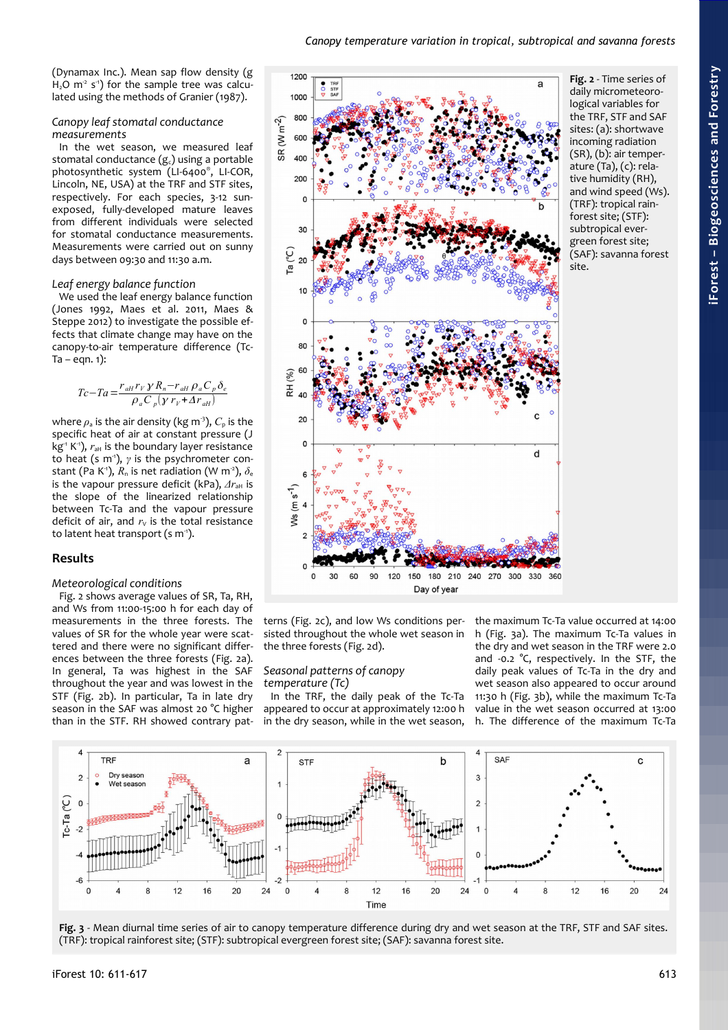(Dynamax Inc.). Mean sap flow density (g $H_2O$ $m^{-2}$ $s^{-1}$) for the sample tree was calculated using the methods of Granier (1987).

### Canopy leaf stomatal conductance measurements

In the wet season, we measured leaf stomatal conductance ($g_s$) using a portable photosynthetic system (LI-6400®, LI-COR, Lincoln, NE, USA) at the TRF and STF sites, respectively. For each species, 3-12 sun-exposed, fully-developed mature leaves from different individuals were selected for stomatal conductance measurements. Measurements were carried out on sunny days between 09:30 and 11:30 a.m.

### Leaf energy balance function

We used the leaf energy balance function (Jones 1992, Maes et al. 2011, Maes & Steppe 2012) to investigate the possible effects that climate change may have on the canopy-to-air temperature difference (Tc-Ta – eqn. 1):

$$Tc - Ta = \frac{r_{aH} r_V \gamma R_n - r_{aH} \rho_a C_p \delta_e}{\rho_a C_p (\gamma r_V + \Delta r_{aH})}$$

where $\rho_a$ is the air density (kg $m^{-3}$), $C_p$ is the specific heat of air at constant pressure (J $kg^{-1}$ $K^{-1}$), $r_{aH}$ is the boundary layer resistance to heat (s $m^{-1}$), $\gamma$ is the psychrometer constant (Pa $K^{-1}$), $R_n$ is net radiation (W $m^{-2}$), $\delta_e$ is the vapour pressure deficit (kPa), $\Delta r_{aH}$ is the slope of the linearized relationship between Tc-Ta and the vapour pressure deficit of air, and $r_V$ is the total resistance to latent heat transport (s $m^{-1}$).

## Results

### Meteorological conditions

Fig. 2 shows average values of SR, Ta, RH, and Ws from 11:00-15:00 h for each day of measurements in the three forests. The values of SR for the whole year were scattered and there were no significant differences between the three forests (Fig. 2a). In general, Ta was highest in the SAF throughout the year and was lowest in the STF (Fig. 2b). In particular, Ta in late dry season in the SAF was almost 20 °C higher than in the STF. RH showed contrary patterns (Fig. 2c), and low Ws conditions persisted throughout the whole wet season in the three forests (Fig. 2d).

**Fig. 2** - Time series of daily micrometeorological variables for the TRF, STF and SAF sites: (a): shortwave incoming radiation (SR), (b): air temperature (Ta), (c): relative humidity (RH), and wind speed (Ws). (TRF): tropical rainforest site; (STF): subtropical evergreen forest site; (SAF): savanna forest site.

### Seasonal patterns of canopy temperature (Tc)

In the TRF, the daily peak of the Tc-Ta appeared to occur at approximately 12:00 h in the dry season, while in the wet season, the maximum Tc-Ta value occurred at 14:00 h (Fig. 3a). The maximum Tc-Ta values in the dry and wet season in the TRF were 2.0 and -0.2 °C, respectively. In the STF, the daily peak values of Tc-Ta in the dry and wet season also appeared to occur around 11:30 h (Fig. 3b), while the maximum Tc-Ta value in the wet season occurred at 13:00 h. The difference of the maximum Tc-Ta

**Fig. 3** - Mean diurnal time series of air to canopy temperature difference during dry and wet season at the TRF, STF and SAF sites. (TRF): tropical rainforest site; (STF): subtropical evergreen forest site; (SAF): savanna forest site.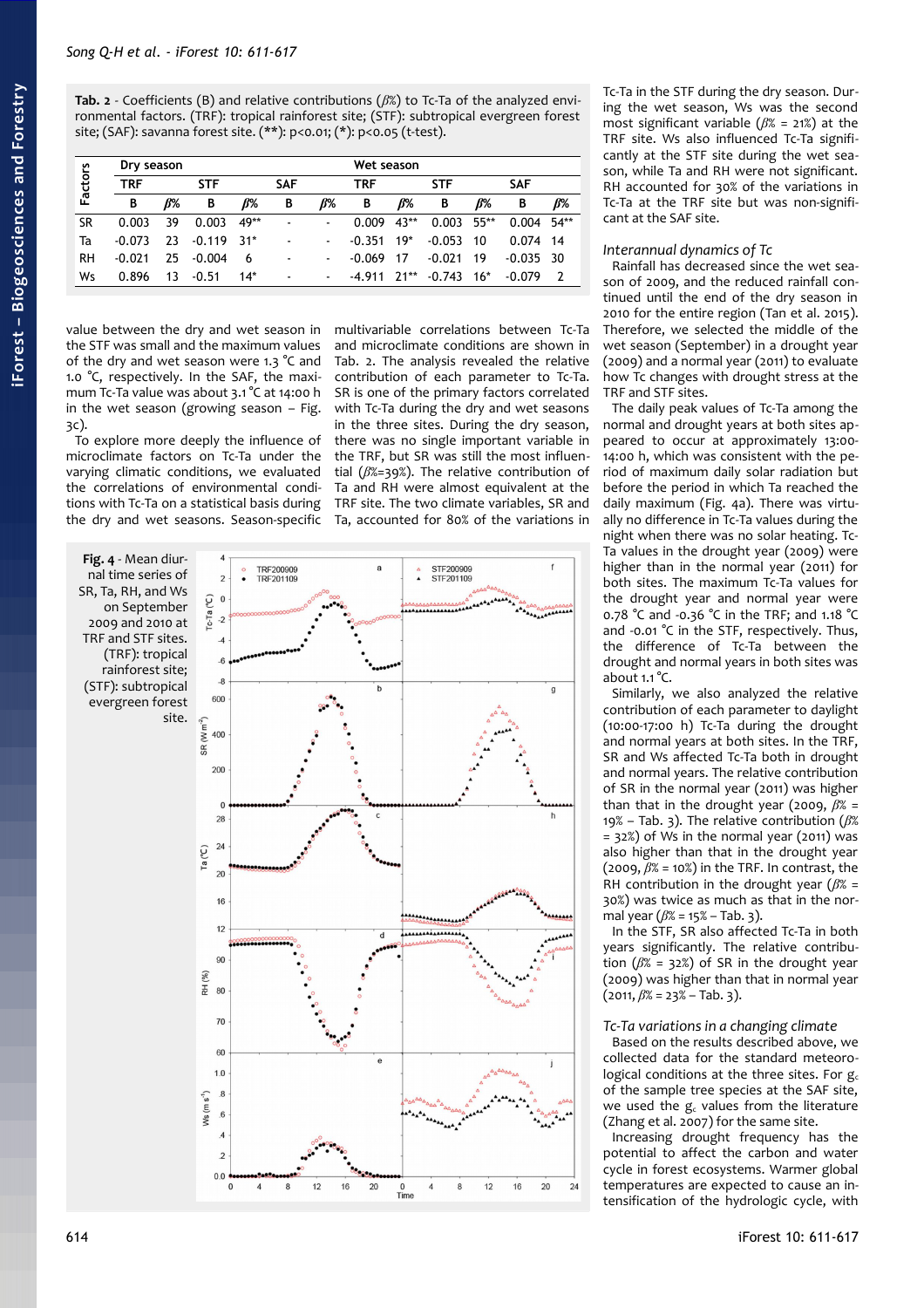**Tab. 2** - Coefficients (B) and relative contributions ($\beta\%$) to Tc-Ta of the analyzed environmental factors. (TRF): tropical rainforest site; (STF): subtropical evergreen forest site; (SAF): savanna forest site. (**): p<0.01; (*): p<0.05 (t-test).

| Factors | Dry season | | | | | | Wet season | | | | | |
|---|---|---|---|---|---|---|---|---|---|---|---|---|
| | TRF | | STF | | SAF | | TRF | | STF | | SAF | |
| | B | $\beta\%$ | B | $\beta\%$ | B | $\beta\%$ | B | $\beta\%$ | B | $\beta\%$ | B | $\beta\%$ |
| SR | 0.003 | 39 | 0.003 | 49** | - | - | 0.009 | 43** | 0.003 | 55** | 0.004 | 54** |
| Ta | -0.073 | 23 | -0.119 | 31* | - | - | -0.351 | 19* | -0.053 | 10 | 0.074 | 14 |
| RH | -0.021 | 25 | -0.004 | 6 | - | - | -0.069 | 17 | -0.021 | 19 | -0.035 | 30 |
| Ws | 0.896 | 13 | -0.51 | 14* | - | - | -4.911 | 21** | -0.743 | 16* | -0.079 | 2 |

value between the dry and wet season in the STF was small and the maximum values of the dry and wet season were 1.3 °C and 1.0 °C, respectively. In the SAF, the maximum Tc-Ta value was about 3.1 °C at 14:00 h in the wet season (growing season – Fig. 3c).

To explore more deeply the influence of microclimate factors on Tc-Ta under the varying climatic conditions, we evaluated the correlations of environmental conditions with Tc-Ta on a statistical basis during the dry and wet seasons. Season-specific multivariable correlations between Tc-Ta and microclimate conditions are shown in Tab. 2. The analysis revealed the relative contribution of each parameter to Tc-Ta. SR is one of the primary factors correlated with Tc-Ta during the dry and wet seasons in the three sites. During the dry season, there was no single important variable in the TRF, but SR was still the most influential ($\beta\%$=39%). The relative contribution of Ta and RH were almost equivalent at the TRF site. The two climate variables, SR and Ta, accounted for 80% of the variations in Tc-Ta in the STF during the dry season. During the wet season, Ws was the second most significant variable ($\beta\%$ = 21%) at the TRF site. Ws also influenced Tc-Ta significantly at the STF site during the wet season, while Ta and RH were not significant. RH accounted for 30% of the variations in Tc-Ta at the TRF site but was non-significant at the SAF site.

**Fig. 4** - Mean diurnal time series of SR, Ta, RH, and Ws on September 2009 and 2010 at TRF and STF sites. (TRF): tropical rainforest site; (STF): subtropical evergreen forest site.

### Interannual dynamics of Tc

Rainfall has decreased since the wet season of 2009, and the reduced rainfall continued until the end of the dry season in 2010 for the entire region (Tan et al. 2015). Therefore, we selected the middle of the wet season (September) in a drought year (2009) and a normal year (2011) to evaluate how Tc changes with drought stress at the TRF and STF sites.

The daily peak values of Tc-Ta among the normal and drought years at both sites appeared to occur at approximately 13:00-14:00 h, which was consistent with the period of maximum daily solar radiation but before the period in which Ta reached the daily maximum (Fig. 4a). There was virtually no difference in Tc-Ta values during the night when there was no solar heating. Tc-Ta values in the drought year (2009) were higher than in the normal year (2011) for both sites. The maximum Tc-Ta values for the drought year and normal year were 0.78 °C and -0.36 °C in the TRF; and 1.18 °C and -0.01 °C in the STF, respectively. Thus, the difference of Tc-Ta between the drought and normal years in both sites was about 1.1 °C.

Similarly, we also analyzed the relative contribution of each parameter to daylight (10:00-17:00 h) Tc-Ta during the drought and normal years at both sites. In the TRF, SR and Ws affected Tc-Ta both in drought and normal years. The relative contribution of SR in the normal year (2011) was higher than that in the drought year (2009, $\beta\%$ = 19% – Tab. 3). The relative contribution ($\beta\%$ = 32%) of Ws in the normal year (2011) was also higher than that in the drought year (2009, $\beta\%$ = 10%) in the TRF. In contrast, the RH contribution in the drought year ($\beta\%$ = 30%) was twice as much as that in the normal year ($\beta\%$ = 15% – Tab. 3).

In the STF, SR also affected Tc-Ta in both years significantly. The relative contribution ($\beta\%$ = 32%) of SR in the drought year (2009) was higher than that in normal year (2011, $\beta\%$ = 23% – Tab. 3).

### Tc-Ta variations in a changing climate

Based on the results described above, we collected data for the standard meteorological conditions at the three sites. For $g_c$ of the sample tree species at the SAF site, we used the $g_c$ values from the literature (Zhang et al. 2007) for the same site.

Increasing drought frequency has the potential to affect the carbon and water cycle in forest ecosystems. Warmer global temperatures are expected to cause an intensification of the hydrologic cycle, with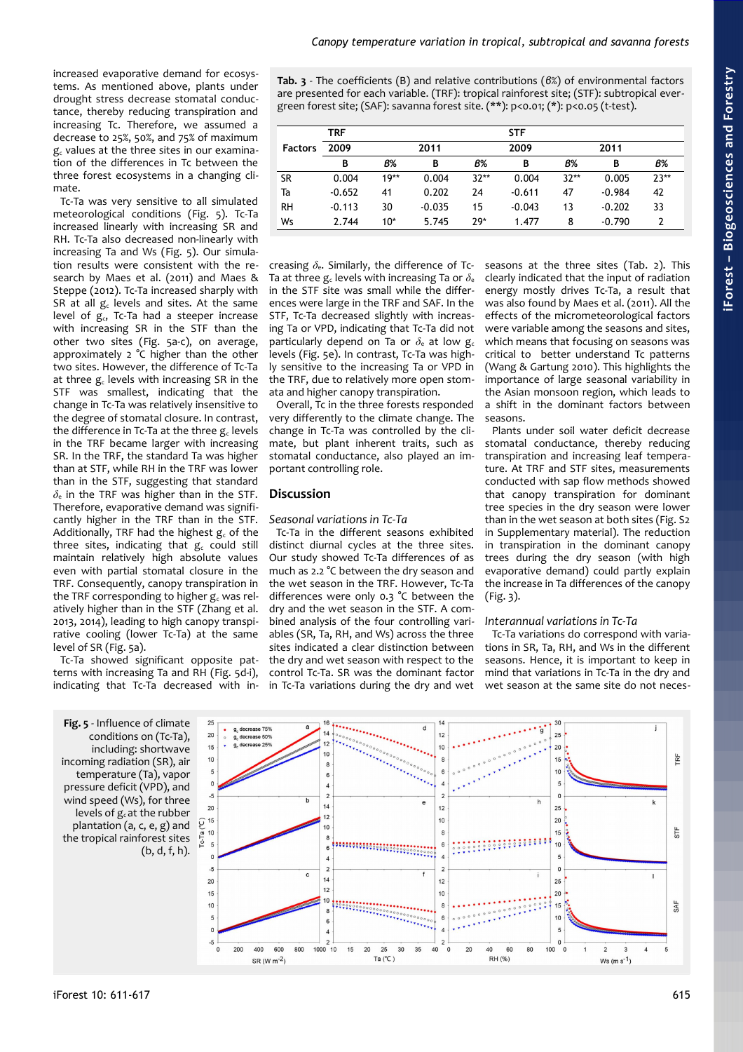increased evaporative demand for ecosystems. As mentioned above, plants under drought stress decrease stomatal conductance, thereby reducing transpiration and increasing Tc. Therefore, we assumed a decrease to 25%, 50%, and 75% of maximum $g_c$ values at the three sites in our examination of the differences in Tc between the three forest ecosystems in a changing climate.

Tc-Ta was very sensitive to all simulated meteorological conditions (Fig. 5). Tc-Ta increased linearly with increasing SR and RH. Tc-Ta also decreased non-linearly with increasing Ta and Ws (Fig. 5). Our simulation results were consistent with the research by Maes et al. (2011) and Maes & Steppe (2012). Tc-Ta increased sharply with SR at all $g_c$ levels and sites. At the same level of $g_c$, Tc-Ta had a steeper increase with increasing SR in the STF than the other two sites (Fig. 5a-c), on average, approximately 2 °C higher than the other two sites. However, the difference of Tc-Ta at three $g_c$ levels with increasing SR in the STF was smallest, indicating that the change in Tc-Ta was relatively insensitive to the degree of stomatal closure. In contrast, the difference in Tc-Ta at the three $g_c$ levels in the TRF became larger with increasing SR. In the TRF, the standard Ta was higher than at STF, while RH in the TRF was lower than in the STF, suggesting that standard $\delta_e$ in the TRF was higher than in the STF. Therefore, evaporative demand was significantly higher in the TRF than in the STF. Additionally, TRF had the highest $g_c$ of the three sites, indicating that $g_c$ could still maintain relatively high absolute values even with partial stomatal closure in the TRF. Consequently, canopy transpiration in the TRF corresponding to higher $g_c$ was relatively higher than in the STF (Zhang et al. 2013, 2014), leading to high canopy transpirative cooling (lower Tc-Ta) at the same level of SR (Fig. 5a).

Tc-Ta showed significant opposite patterns with increasing Ta and RH (Fig. 5d-i), indicating that Tc-Ta decreased with increasing $\delta_e$. Similarly, the difference of Tc-Ta at three $g_c$ levels with increasing Ta or $\delta_e$ in the STF site was small while the differences were large in the TRF and SAF. In the STF, Tc-Ta decreased slightly with increasing Ta or VPD, indicating that Tc-Ta did not particularly depend on Ta or $\delta_e$ at low $g_c$ levels (Fig. 5e). In contrast, Tc-Ta was highly sensitive to the increasing Ta or VPD in the TRF, due to relatively more open stomata and higher canopy transpiration.

Overall, Tc in the three forests responded very differently to the climate change. The change in Tc-Ta was controlled by the climate, but plant inherent traits, such as stomatal conductance, also played an important controlling role.

**Tab. 3** - The coefficients (B) and relative contributions (β%) of environmental factors are presented for each variable. (TRF): tropical rainforest site; (STF): subtropical evergreen forest site; (SAF): savanna forest site. (**): p<0.01; (*): p<0.05 (t-test).

| Factors | TRF | | | | STF | | | |
|---|---|---|---|---|---|---|---|---|
| | 2009 | | 2011 | | 2009 | | 2011 | |
| | B | β% | B | β% | B | β% | B | β% |
| SR | 0.004 | 19** | 0.004 | 32** | 0.004 | 32** | 0.005 | 23** |
| Ta | -0.652 | 41 | 0.202 | 24 | -0.611 | 47 | -0.984 | 42 |
| RH | -0.113 | 30 | -0.035 | 15 | -0.043 | 13 | -0.202 | 33 |
| Ws | 2.744 | 10* | 5.745 | 29* | 1.477 | 8 | -0.790 | 2 |

## Discussion

### Seasonal variations in Tc-Ta

Tc-Ta in the different seasons exhibited distinct diurnal cycles at the three sites. Our study showed Tc-Ta differences of as much as 2.2 °C between the dry season and the wet season in the TRF. However, Tc-Ta differences were only 0.3 °C between the dry and the wet season in the STF. A combined analysis of the four controlling variables (SR, Ta, RH, and Ws) across the three sites indicated a clear distinction between the dry and wet season with respect to the control Tc-Ta. SR was the dominant factor in Tc-Ta variations during the dry and wet seasons at the three sites (Tab. 2). This clearly indicated that the input of radiation energy mostly drives Tc-Ta, a result that was also found by Maes et al. (2011). All the effects of the micrometeorological factors were variable among the seasons and sites, which means that focusing on seasons was critical to better understand Tc patterns (Wang & Gartung 2010). This highlights the importance of large seasonal variability in the Asian monsoon region, which leads to a shift in the dominant factors between seasons.

Plants under soil water deficit decrease stomatal conductance, thereby reducing transpiration and increasing leaf temperature. At TRF and STF sites, measurements conducted with sap flow methods showed that canopy transpiration for dominant tree species in the dry season were lower than in the wet season at both sites (Fig. S2 in Supplementary material). The reduction in transpiration in the dominant canopy trees during the dry season (with high evaporative demand) could partly explain the increase in Ta differences of the canopy (Fig. 3).

### Interannual variations in Tc-Ta

Tc-Ta variations do correspond with variations in SR, Ta, RH, and Ws in the different seasons. Hence, it is important to keep in mind that variations in Tc-Ta in the dry and wet season at the same site do not neces-

**Fig. 5** - Influence of climate conditions on (Tc-Ta), including: shortwave incoming radiation (SR), air temperature (Ta), vapor pressure deficit (VPD), and wind speed (Ws), for three levels of $g_c$ at the rubber plantation (a, c, e, g) and the tropical rainforest sites (b, d, f, h).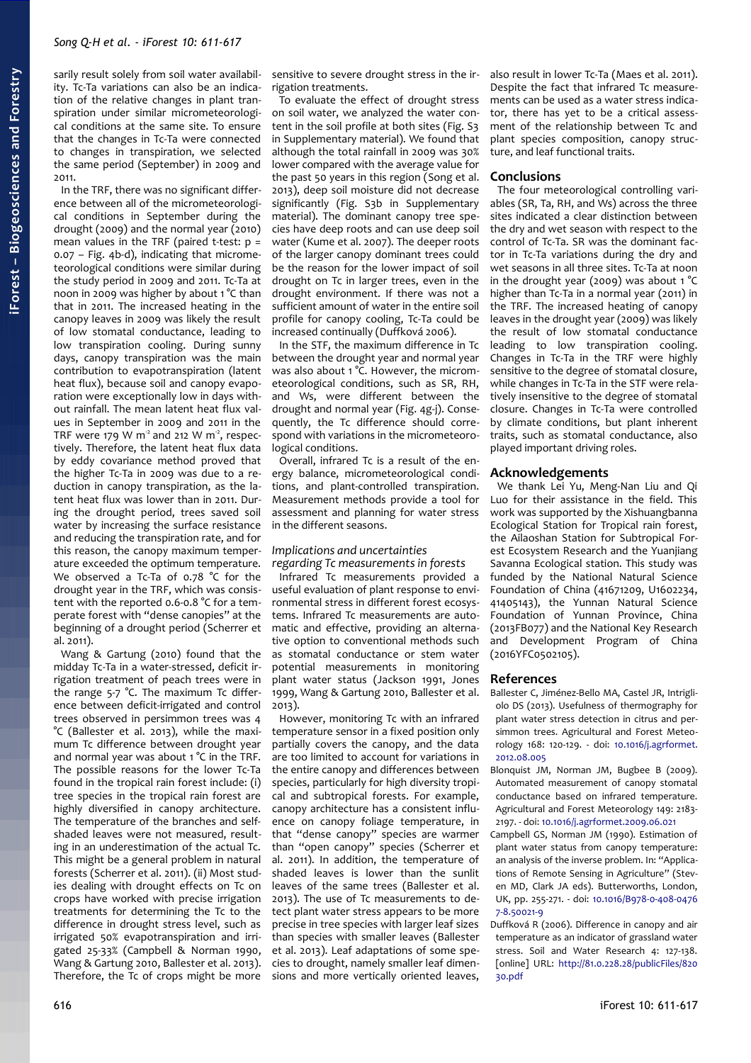sarily result solely from soil water availability. Tc-Ta variations can also be an indication of the relative changes in plant transpiration under similar micrometeorological conditions at the same site. To ensure that the changes in Tc-Ta were connected to changes in transpiration, we selected the same period (September) in 2009 and 2011.

In the TRF, there was no significant difference between all of the micrometeorological conditions in September during the drought (2009) and the normal year (2010) mean values in the TRF (paired t-test: $p = 0.07$ – Fig. 4b-d), indicating that micrometeorological conditions were similar during the study period in 2009 and 2011. Tc-Ta at noon in 2009 was higher by about 1 °C than that in 2011. The increased heating in the canopy leaves in 2009 was likely the result of low stomatal conductance, leading to low transpiration cooling. During sunny days, canopy transpiration was the main contribution to evapotranspiration (latent heat flux), because soil and canopy evaporation were exceptionally low in days without rainfall. The mean latent heat flux values in September in 2009 and 2011 in the TRF were 179 W $m^{-2}$ and 212 W $m^{-2}$, respectively. Therefore, the latent heat flux data by eddy covariance method proved that the higher Tc-Ta in 2009 was due to a reduction in canopy transpiration, as the latent heat flux was lower than in 2011. During the drought period, trees saved soil water by increasing the surface resistance and reducing the transpiration rate, and for this reason, the canopy maximum temperature exceeded the optimum temperature. We observed a Tc-Ta of 0.78 °C for the drought year in the TRF, which was consistent with the reported 0.6-0.8 °C for a temperate forest with "dense canopies" at the beginning of a drought period (Scherrer et al. 2011).

Wang & Gartung (2010) found that the midday Tc-Ta in a water-stressed, deficit irrigation treatment of peach trees were in the range 5-7 °C. The maximum Tc difference between deficit-irrigated and control trees observed in persimmon trees was 4 °C (Ballester et al. 2013), while the maximum Tc difference between drought year and normal year was about 1 °C in the TRF. The possible reasons for the lower Tc-Ta found in the tropical rain forest include: (i) tree species in the tropical rain forest are highly diversified in canopy architecture. The temperature of the branches and self-shaded leaves were not measured, resulting in an underestimation of the actual Tc. This might be a general problem in natural forests (Scherrer et al. 2011). (ii) Most studies dealing with drought effects on Tc on crops have worked with precise irrigation treatments for determining the Tc to the difference in drought stress level, such as irrigated 50% evapotranspiration and irrigated 25-33% (Campbell & Norman 1990, Wang & Gartung 2010, Ballester et al. 2013). Therefore, the Tc of crops might be more sensitive to severe drought stress in the irrigation treatments.

To evaluate the effect of drought stress on soil water, we analyzed the water content in the soil profile at both sites (Fig. S3 in Supplementary material). We found that although the total rainfall in 2009 was 30% lower compared with the average value for the past 50 years in this region (Song et al. 2013), deep soil moisture did not decrease significantly (Fig. S3b in Supplementary material). The dominant canopy tree species have deep roots and can use deep soil water (Kume et al. 2007). The deeper roots of the larger canopy dominant trees could be the reason for the lower impact of soil drought on Tc in larger trees, even in the drought environment. If there was not a sufficient amount of water in the entire soil profile for canopy cooling, Tc-Ta could be increased continually (Duffková 2006).

In the STF, the maximum difference in Tc between the drought year and normal year was also about 1 °C. However, the micrometeorological conditions, such as SR, RH, and Ws, were different between the drought and normal year (Fig. 4g-j). Consequently, the Tc difference should correspond with variations in the micrometeorological conditions.

Overall, infrared Tc is a result of the energy balance, micrometeorological conditions, and plant-controlled transpiration. Measurement methods provide a tool for assessment and planning for water stress in the different seasons.

### *Implications and uncertainties regarding Tc measurements in forests*

Infrared Tc measurements provided a useful evaluation of plant response to environmental stress in different forest ecosystems. Infrared Tc measurements are automatic and effective, providing an alternative option to conventional methods such as stomatal conductance or stem water potential measurements in monitoring plant water status (Jackson 1991, Jones 1999, Wang & Gartung 2010, Ballester et al. 2013).

However, monitoring Tc with an infrared temperature sensor in a fixed position only partially covers the canopy, and the data are too limited to account for variations in the entire canopy and differences between species, particularly for high diversity tropical and subtropical forests. For example, canopy architecture has a consistent influence on canopy foliage temperature, in that "dense canopy" species are warmer than "open canopy" species (Scherrer et al. 2011). In addition, the temperature of shaded leaves is lower than the sunlit leaves of the same trees (Ballester et al. 2013). The use of Tc measurements to detect plant water stress appears to be more precise in tree species with larger leaf sizes than species with smaller leaves (Ballester et al. 2013). Leaf adaptations of some species to drought, namely smaller leaf dimensions and more vertically oriented leaves, also result in lower Tc-Ta (Maes et al. 2011). Despite the fact that infrared Tc measurements can be used as a water stress indicator, there has yet to be a critical assessment of the relationship between Tc and plant species composition, canopy structure, and leaf functional traits.

## Conclusions

The four meteorological controlling variables (SR, Ta, RH, and Ws) across the three sites indicated a clear distinction between the dry and wet season with respect to the control of Tc-Ta. SR was the dominant factor in Tc-Ta variations during the dry and wet seasons in all three sites. Tc-Ta at noon in the drought year (2009) was about 1 °C higher than Tc-Ta in a normal year (2011) in the TRF. The increased heating of canopy leaves in the drought year (2009) was likely the result of low stomatal conductance leading to low transpiration cooling. Changes in Tc-Ta in the TRF were highly sensitive to the degree of stomatal closure, while changes in Tc-Ta in the STF were relatively insensitive to the degree of stomatal closure. Changes in Tc-Ta were controlled by climate conditions, but plant inherent traits, such as stomatal conductance, also played important driving roles.

## Acknowledgements

We thank Lei Yu, Meng-Nan Liu and Qi Luo for their assistance in the field. This work was supported by the Xishuangbanna Ecological Station for Tropical rain forest, the Ailaoshan Station for Subtropical Forest Ecosystem Research and the Yuanjiang Savanna Ecological station. This study was funded by the National Natural Science Foundation of China (41671209, U1602234, 41405143), the Yunnan Natural Science Foundation of Yunnan Province, China (2013FB077) and the National Key Research and Development Program of China (2016YFC0502105).

## References

Ballester C, Jiménez-Bello MA, Castel JR, Intrigliolo DS (2013). Usefulness of thermography for plant water stress detection in citrus and persimmon trees. Agricultural and Forest Meteorology 168: 120-129. - doi: 10.1016/j.agrformet.2012.08.005

Blonquist JM, Norman JM, Bugbee B (2009). Automated measurement of canopy stomatal conductance based on infrared temperature. Agricultural and Forest Meteorology 149: 2183-2197. - doi: 10.1016/j.agrformet.2009.06.021

Campbell GS, Norman JM (1990). Estimation of plant water status from canopy temperature: an analysis of the inverse problem. In: "Applications of Remote Sensing in Agriculture" (Steven MD, Clark JA eds). Butterworths, London, UK, pp. 255-271. - doi: 10.1016/B978-0-408-04767-8.50021-9

Duffková R (2006). Difference in canopy and air temperature as an indicator of grassland water stress. Soil and Water Research 4: 127-138. [online] URL: http://81.0.228.28/publicFiles/82030.pdf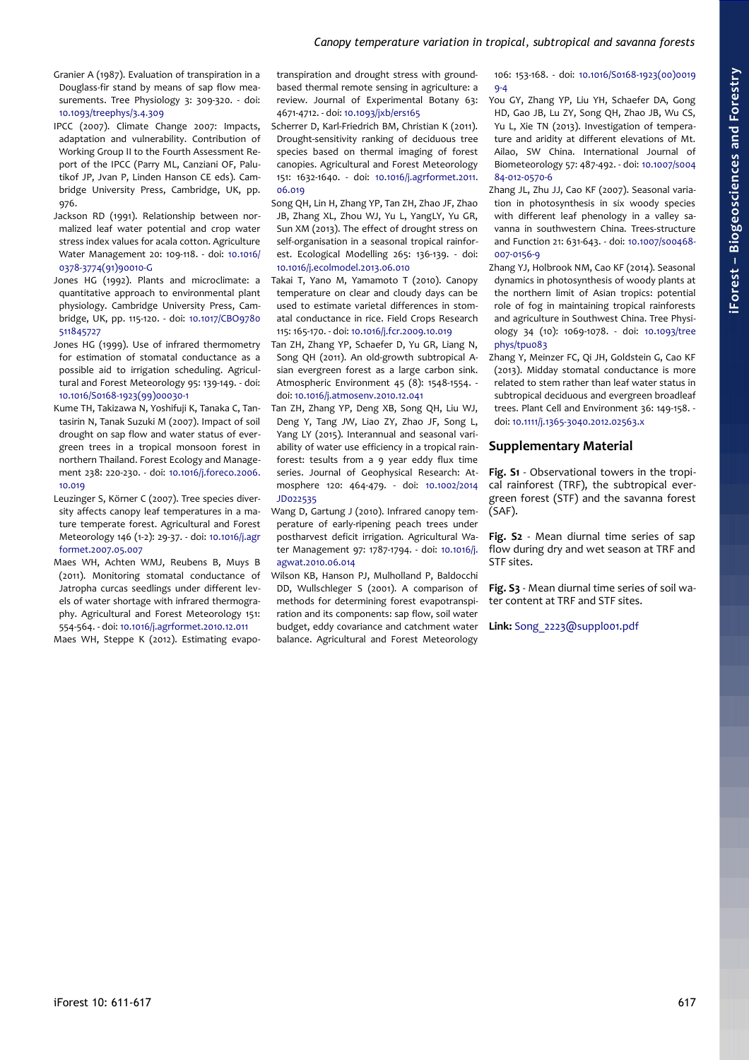Granier A (1987). Evaluation of transpiration in a Douglass-fir stand by means of sap flow measurements. Tree Physiology 3: 309-320. - doi: 10.1093/treephys/3.4.309

IPCC (2007). Climate Change 2007: Impacts, adaptation and vulnerability. Contribution of Working Group II to the Fourth Assessment Report of the IPCC (Parry ML, Canziani OF, Palutikof JP, Jvan P, Linden Hanson CE eds). Cambridge University Press, Cambridge, UK, pp. 976.

Jackson RD (1991). Relationship between normalized leaf water potential and crop water stress index values for acala cotton. Agriculture Water Management 20: 109-118. - doi: 10.1016/0378-3774(91)90010-G

Jones HG (1992). Plants and microclimate: a quantitative approach to environmental plant physiology. Cambridge University Press, Cambridge, UK, pp. 115-120. - doi: 10.1017/CBO9780511845727

Jones HG (1999). Use of infrared thermometry for estimation of stomatal conductance as a possible aid to irrigation scheduling. Agricultural and Forest Meteorology 95: 139-149. - doi: 10.1016/S0168-1923(99)00030-1

Kume TH, Takizawa N, Yoshifuji K, Tanaka C, Tantasirin N, Tanak Suzuki M (2007). Impact of soil drought on sap flow and water status of evergreen trees in a tropical monsoon forest in northern Thailand. Forest Ecology and Management 238: 220-230. - doi: 10.1016/j.foreco.2006.10.019

Leuzinger S, Körner C (2007). Tree species diversity affects canopy leaf temperatures in a mature temperate forest. Agricultural and Forest Meteorology 146 (1-2): 29-37. - doi: 10.1016/j.agrformet.2007.05.007

Maes WH, Achten WMJ, Reubens B, Muys B (2011). Monitoring stomatal conductance of Jatropha curcas seedlings under different levels of water shortage with infrared thermography. Agricultural and Forest Meteorology 151: 554-564. - doi: 10.1016/j.agrformet.2010.12.011

Maes WH, Steppe K (2012). Estimating evapotranspiration and drought stress with ground-based thermal remote sensing in agriculture: a review. Journal of Experimental Botany 63: 4671-4712. - doi: 10.1093/jxb/ers165

Scherrer D, Karl-Friedrich BM, Christian K (2011). Drought-sensitivity ranking of deciduous tree species based on thermal imaging of forest canopies. Agricultural and Forest Meteorology 151: 1632-1640. - doi: 10.1016/j.agrformet.2011.06.019

Song QH, Lin H, Zhang YP, Tan ZH, Zhao JF, Zhao JB, Zhang XL, Zhou WJ, Yu L, YangLY, Yu GR, Sun XM (2013). The effect of drought stress on self-organisation in a seasonal tropical rainforest. Ecological Modelling 265: 136-139. - doi: 10.1016/j.ecolmodel.2013.06.010

Takai T, Yano M, Yamamoto T (2010). Canopy temperature on clear and cloudy days can be used to estimate varietal differences in stomatal conductance in rice. Field Crops Research 115: 165-170. - doi: 10.1016/j.fcr.2009.10.019

Tan ZH, Zhang YP, Schaefer D, Yu GR, Liang N, Song QH (2011). An old-growth subtropical Asian evergreen forest as a large carbon sink. Atmospheric Environment 45 (8): 1548-1554. - doi: 10.1016/j.atmosenv.2010.12.041

Tan ZH, Zhang YP, Deng XB, Song QH, Liu WJ, Deng Y, Tang JW, Liao ZY, Zhao JF, Song L, Yang LY (2015). Interannual and seasonal variability of water use efficiency in a tropical rainforest: tesults from a 9 year eddy flux time series. Journal of Geophysical Research: Atmosphere 120: 464-479. - doi: 10.1002/2014JD022535

Wang D, Gartung J (2010). Infrared canopy temperature of early-ripening peach trees under postharvest deficit irrigation. Agricultural Water Management 97: 1787-1794. - doi: 10.1016/j.agwat.2010.06.014

Wilson KB, Hanson PJ, Mulholland P, Baldocchi DD, Wullschleger S (2001). A comparison of methods for determining forest evapotranspiration and its components: sap flow, soil water budget, eddy covariance and catchment water balance. Agricultural and Forest Meteorology 106: 153-168. - doi: 10.1016/S0168-1923(00)00199-4

You GY, Zhang YP, Liu YH, Schaefer DA, Gong HD, Gao JB, Lu ZY, Song QH, Zhao JB, Wu CS, Yu L, Xie TN (2013). Investigation of temperature and aridity at different elevations of Mt. Ailao, SW China. International Journal of Biometeorology 57: 487-492. - doi: 10.1007/s00484-012-0570-6

Zhang JL, Zhu JJ, Cao KF (2007). Seasonal variation in photosynthesis in six woody species with different leaf phenology in a valley savanna in southwestern China. Trees-structure and Function 21: 631-643. - doi: 10.1007/s00468-007-0156-9

Zhang YJ, Holbrook NM, Cao KF (2014). Seasonal dynamics in photosynthesis of woody plants at the northern limit of Asian tropics: potential role of fog in maintaining tropical rainforests and agriculture in Southwest China. Tree Physiology 34 (10): 1069-1078. - doi: 10.1093/treephys/tpu083

Zhang Y, Meinzer FC, Qi JH, Goldstein G, Cao KF (2013). Midday stomatal conductance is more related to stem rather than leaf water status in subtropical deciduous and evergreen broadleaf trees. Plant Cell and Environment 36: 149-158. - doi: 10.1111/j.1365-3040.2012.02563.x

## Supplementary Material

**Fig. S1** - Observational towers in the tropical rainforest (TRF), the subtropical evergreen forest (STF) and the savanna forest (SAF).

**Fig. S2** - Mean diurnal time series of sap flow during dry and wet season at TRF and STF sites.

**Fig. S3** - Mean diurnal time series of soil water content at TRF and STF sites.

**Link:** Song_2223@suppl001.pdf